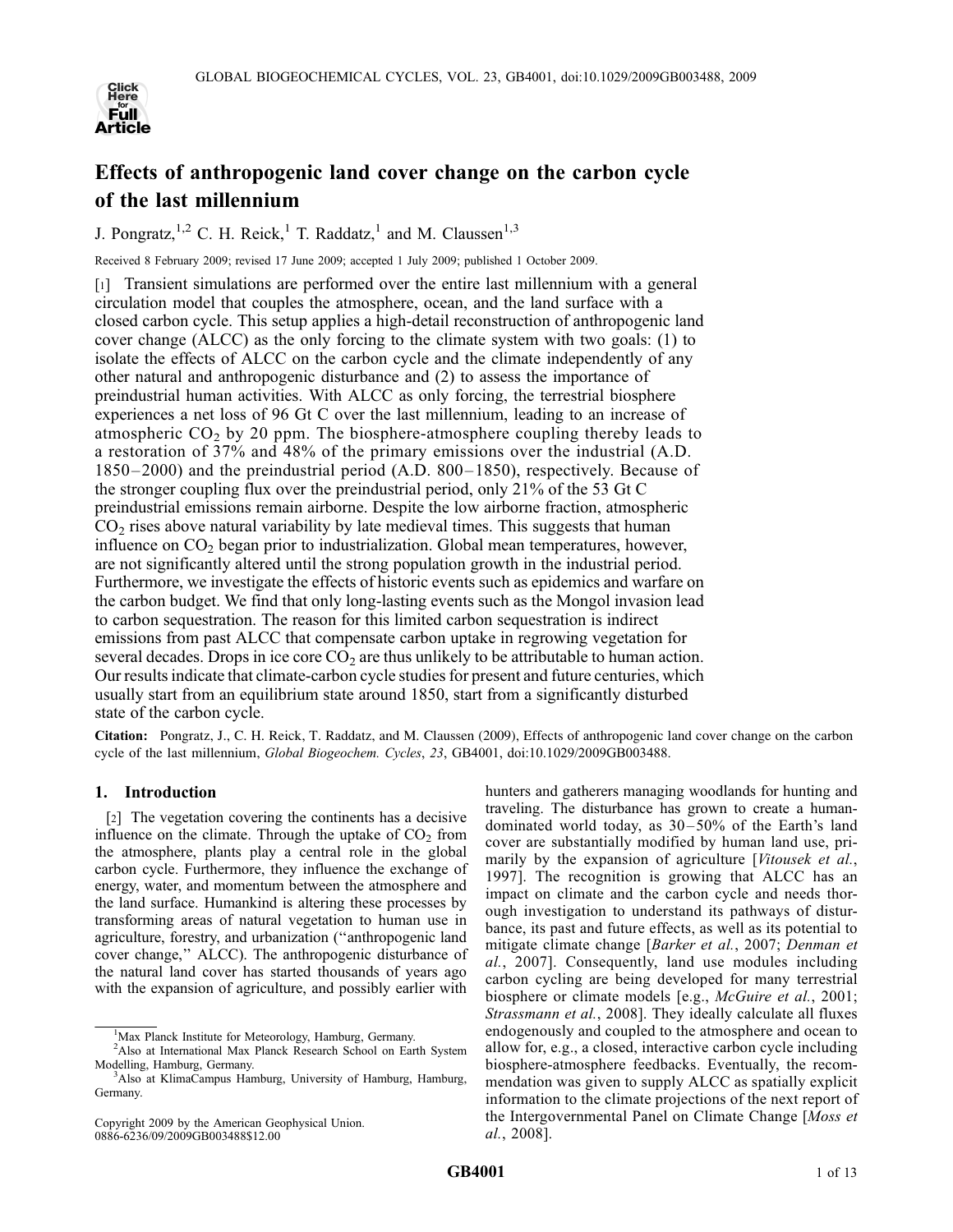# Effects of anthropogenic land cover change on the carbon cycle of the last millennium

J. Pongratz,[1,2] C. H. Reick,[1] T. Raddatz,[1] and M. Claussen[1,3]

Received 8 February 2009; revised 17 June 2009; accepted 1 July 2009; published 1 October 2009.

[1] Transient simulations are performed over the entire last millennium with a general circulation model that couples the atmosphere, ocean, and the land surface with a closed carbon cycle. This setup applies a high-detail reconstruction of anthropogenic land cover change (ALCC) as the only forcing to the climate system with two goals: (1) to isolate the effects of ALCC on the carbon cycle and the climate independently of any other natural and anthropogenic disturbance and (2) to assess the importance of preindustrial human activities. With ALCC as only forcing, the terrestrial biosphere experiences a net loss of 96 Gt C over the last millennium, leading to an increase of atmospheric $CO_2$ by 20 ppm. The biosphere-atmosphere coupling thereby leads to a restoration of 37% and 48% of the primary emissions over the industrial (A.D. 1850–2000) and the preindustrial period (A.D. 800–1850), respectively. Because of the stronger coupling flux over the preindustrial period, only 21% of the 53 Gt C preindustrial emissions remain airborne. Despite the low airborne fraction, atmospheric $CO_2$ rises above natural variability by late medieval times. This suggests that human influence on $CO_2$ began prior to industrialization. Global mean temperatures, however, are not significantly altered until the strong population growth in the industrial period. Furthermore, we investigate the effects of historic events such as epidemics and warfare on the carbon budget. We find that only long-lasting events such as the Mongol invasion lead to carbon sequestration. The reason for this limited carbon sequestration is indirect emissions from past ALCC that compensate carbon uptake in regrowing vegetation for several decades. Drops in ice core $CO_2$ are thus unlikely to be attributable to human action. Our results indicate that climate-carbon cycle studies for present and future centuries, which usually start from an equilibrium state around 1850, start from a significantly disturbed state of the carbon cycle.

**Citation:** Pongratz, J., C. H. Reick, T. Raddatz, and M. Claussen (2009), Effects of anthropogenic land cover change on the carbon cycle of the last millennium, *Global Biogeochem. Cycles*, *23*, GB4001, doi:10.1029/2009GB003488.

## 1. Introduction

[2] The vegetation covering the continents has a decisive influence on the climate. Through the uptake of $CO_2$ from the atmosphere, plants play a central role in the global carbon cycle. Furthermore, they influence the exchange of energy, water, and momentum between the atmosphere and the land surface. Humankind is altering these processes by transforming areas of natural vegetation to human use in agriculture, forestry, and urbanization ("anthropogenic land cover change," ALCC). The anthropogenic disturbance of the natural land cover has started thousands of years ago with the expansion of agriculture, and possibly earlier with hunters and gatherers managing woodlands for hunting and traveling. The disturbance has grown to create a human-dominated world today, as 30–50% of the Earth's land cover are substantially modified by human land use, primarily by the expansion of agriculture [*Vitousek et al.*, 1997]. The recognition is growing that ALCC has an impact on climate and the carbon cycle and needs thorough investigation to understand its pathways of disturbance, its past and future effects, as well as its potential to mitigate climate change [*Barker et al.*, 2007; *Denman et al.*, 2007]. Consequently, land use modules including carbon cycling are being developed for many terrestrial biosphere or climate models [e.g., *McGuire et al.*, 2001; *Strassmann et al.*, 2008]. They ideally calculate all fluxes endogenously and coupled to the atmosphere and ocean to allow for, e.g., a closed, interactive carbon cycle including biosphere-atmosphere feedbacks. Eventually, the recommendation was given to supply ALCC as spatially explicit information to the climate projections of the next report of the Intergovernmental Panel on Climate Change [*Moss et al.*, 2008].

---

[1] Max Planck Institute for Meteorology, Hamburg, Germany.

[2] Also at International Max Planck Research School on Earth System Modelling, Hamburg, Germany.

[3] Also at KlimaCampus Hamburg, University of Hamburg, Hamburg, Germany.

Copyright 2009 by the American Geophysical Union.
0886-6236/09/2009GB003488$12.00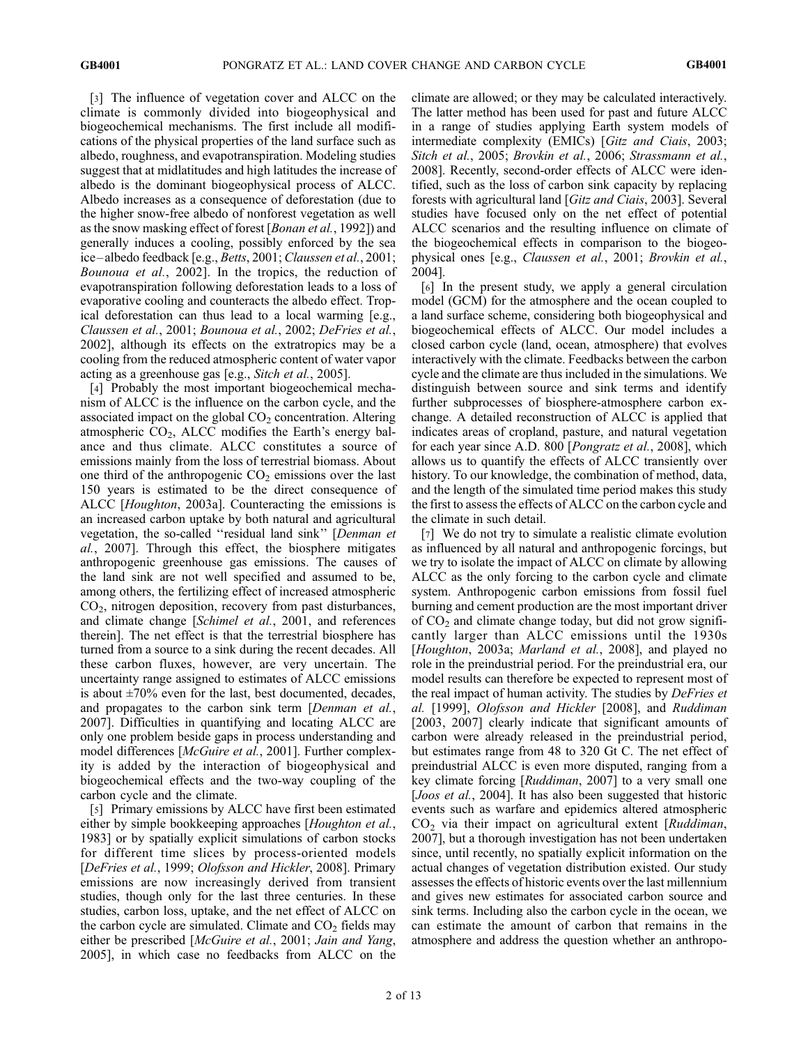[3] The influence of vegetation cover and ALCC on the climate is commonly divided into biogeophysical and biogeochemical mechanisms. The first include all modifications of the physical properties of the land surface such as albedo, roughness, and evapotranspiration. Modeling studies suggest that at midlatitudes and high latitudes the increase of albedo is the dominant biogeophysical process of ALCC. Albedo increases as a consequence of deforestation (due to the higher snow-free albedo of nonforest vegetation as well as the snow masking effect of forest [*Bonan et al.*, 1992]) and generally induces a cooling, possibly enforced by the sea ice–albedo feedback [e.g., *Betts*, 2001; *Claussen et al.*, 2001; *Bounoua et al.*, 2002]. In the tropics, the reduction of evapotranspiration following deforestation leads to a loss of evaporative cooling and counteracts the albedo effect. Tropical deforestation can thus lead to a local warming [e.g., *Claussen et al.*, 2001; *Bounoua et al.*, 2002; *DeFries et al.*, 2002], although its effects on the extratropics may be a cooling from the reduced atmospheric content of water vapor acting as a greenhouse gas [e.g., *Sitch et al.*, 2005].

[4] Probably the most important biogeochemical mechanism of ALCC is the influence on the carbon cycle, and the associated impact on the global $CO_2$ concentration. Altering atmospheric $CO_2$, ALCC modifies the Earth's energy balance and thus climate. ALCC constitutes a source of emissions mainly from the loss of terrestrial biomass. About one third of the anthropogenic $CO_2$ emissions over the last 150 years is estimated to be the direct consequence of ALCC [*Houghton*, 2003a]. Counteracting the emissions is an increased carbon uptake by both natural and agricultural vegetation, the so-called ''residual land sink'' [*Denman et al.*, 2007]. Through this effect, the biosphere mitigates anthropogenic greenhouse gas emissions. The causes of the land sink are not well specified and assumed to be, among others, the fertilizing effect of increased atmospheric $CO_2$, nitrogen deposition, recovery from past disturbances, and climate change [*Schimel et al.*, 2001, and references therein]. The net effect is that the terrestrial biosphere has turned from a source to a sink during the recent decades. All these carbon fluxes, however, are very uncertain. The uncertainty range assigned to estimates of ALCC emissions is about ±70% even for the last, best documented, decades, and propagates to the carbon sink term [*Denman et al.*, 2007]. Difficulties in quantifying and locating ALCC are only one problem beside gaps in process understanding and model differences [*McGuire et al.*, 2001]. Further complexity is added by the interaction of biogeophysical and biogeochemical effects and the two-way coupling of the carbon cycle and the climate.

[5] Primary emissions by ALCC have first been estimated either by simple bookkeeping approaches [*Houghton et al.*, 1983] or by spatially explicit simulations of carbon stocks for different time slices by process-oriented models [*DeFries et al.*, 1999; *Olofsson and Hickler*, 2008]. Primary emissions are now increasingly derived from transient studies, though only for the last three centuries. In these studies, carbon loss, uptake, and the net effect of ALCC on the carbon cycle are simulated. Climate and $CO_2$ fields may either be prescribed [*McGuire et al.*, 2001; *Jain and Yang*, 2005], in which case no feedbacks from ALCC on the climate are allowed; or they may be calculated interactively. The latter method has been used for past and future ALCC in a range of studies applying Earth system models of intermediate complexity (EMICs) [*Gitz and Ciais*, 2003; *Sitch et al.*, 2005; *Brovkin et al.*, 2006; *Strassmann et al.*, 2008]. Recently, second-order effects of ALCC were identified, such as the loss of carbon sink capacity by replacing forests with agricultural land [*Gitz and Ciais*, 2003]. Several studies have focused only on the net effect of potential ALCC scenarios and the resulting influence on climate of the biogeochemical effects in comparison to the biogeophysical ones [e.g., *Claussen et al.*, 2001; *Brovkin et al.*, 2004].

[6] In the present study, we apply a general circulation model (GCM) for the atmosphere and the ocean coupled to a land surface scheme, considering both biogeophysical and biogeochemical effects of ALCC. Our model includes a closed carbon cycle (land, ocean, atmosphere) that evolves interactively with the climate. Feedbacks between the carbon cycle and the climate are thus included in the simulations. We distinguish between source and sink terms and identify further subprocesses of biosphere-atmosphere carbon exchange. A detailed reconstruction of ALCC is applied that indicates areas of cropland, pasture, and natural vegetation for each year since A.D. 800 [*Pongratz et al.*, 2008], which allows us to quantify the effects of ALCC transiently over history. To our knowledge, the combination of method, data, and the length of the simulated time period makes this study the first to assess the effects of ALCC on the carbon cycle and the climate in such detail.

[7] We do not try to simulate a realistic climate evolution as influenced by all natural and anthropogenic forcings, but we try to isolate the impact of ALCC on climate by allowing ALCC as the only forcing to the carbon cycle and climate system. Anthropogenic carbon emissions from fossil fuel burning and cement production are the most important driver of $CO_2$ and climate change today, but did not grow significantly larger than ALCC emissions until the 1930s [*Houghton*, 2003a; *Marland et al.*, 2008], and played no role in the preindustrial period. For the preindustrial era, our model results can therefore be expected to represent most of the real impact of human activity. The studies by *DeFries et al.* [1999], *Olofsson and Hickler* [2008], and *Ruddiman* [2003, 2007] clearly indicate that significant amounts of carbon were already released in the preindustrial period, but estimates range from 48 to 320 Gt C. The net effect of preindustrial ALCC is even more disputed, ranging from a key climate forcing [*Ruddiman*, 2007] to a very small one [*Joos et al.*, 2004]. It has also been suggested that historic events such as warfare and epidemics altered atmospheric $CO_2$ via their impact on agricultural extent [*Ruddiman*, 2007], but a thorough investigation has not been undertaken since, until recently, no spatially explicit information on the actual changes of vegetation distribution existed. Our study assesses the effects of historic events over the last millennium and gives new estimates for associated carbon source and sink terms. Including also the carbon cycle in the ocean, we can estimate the amount of carbon that remains in the atmosphere and address the question whether an anthropo-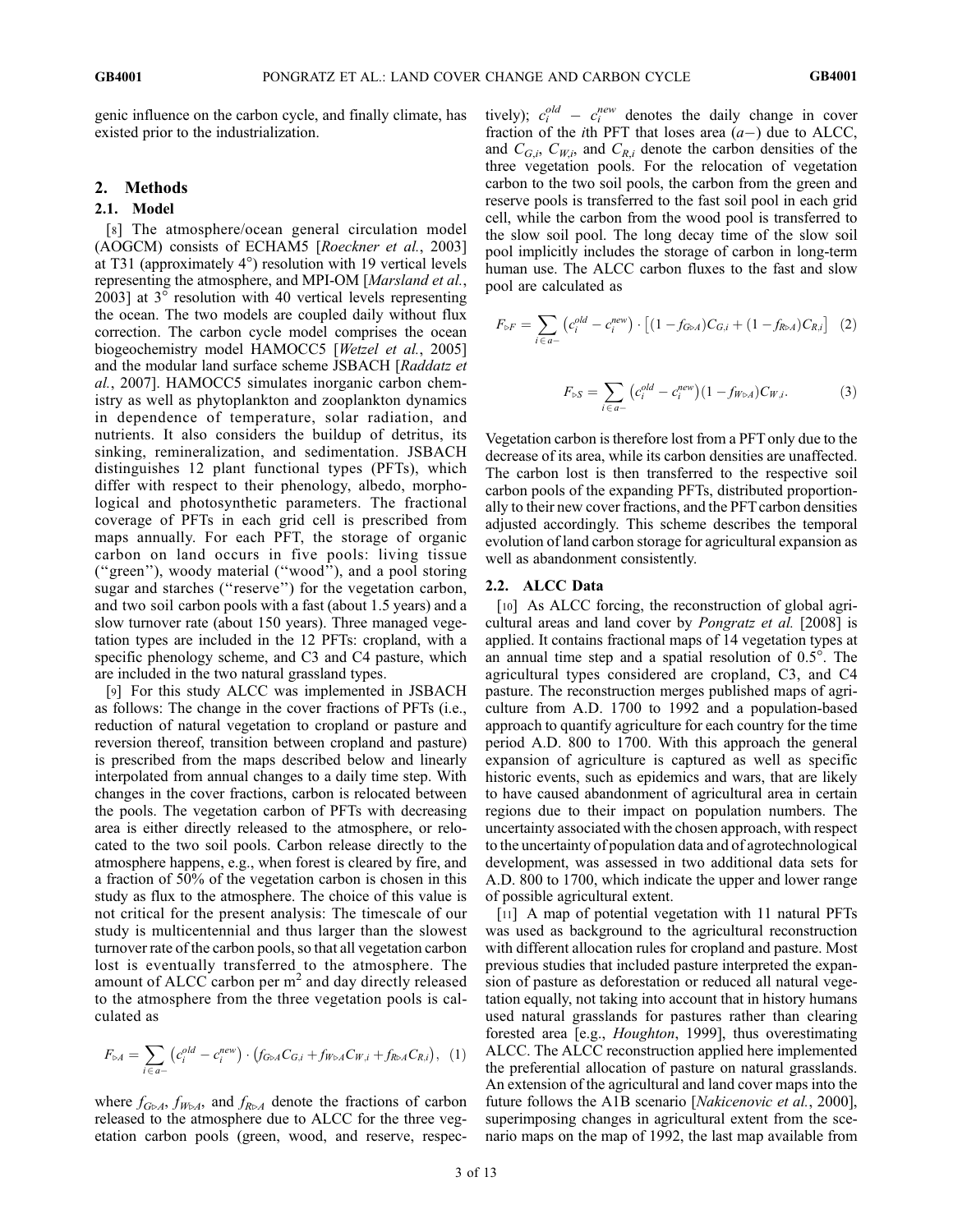genic influence on the carbon cycle, and finally climate, has existed prior to the industrialization.

## 2. Methods

### 2.1. Model

[8] The atmosphere/ocean general circulation model (AOGCM) consists of ECHAM5 [*Roeckner et al.*, 2003] at T31 (approximately 4°) resolution with 19 vertical levels representing the atmosphere, and MPI-OM [*Marsland et al.*, 2003] at 3° resolution with 40 vertical levels representing the ocean. The two models are coupled daily without flux correction. The carbon cycle model comprises the ocean biogeochemistry model HAMOCC5 [*Wetzel et al.*, 2005] and the modular land surface scheme JSBACH [*Raddatz et al.*, 2007]. HAMOCC5 simulates inorganic carbon chemistry as well as phytoplankton and zooplankton dynamics in dependence of temperature, solar radiation, and nutrients. It also considers the buildup of detritus, its sinking, remineralization, and sedimentation. JSBACH distinguishes 12 plant functional types (PFTs), which differ with respect to their phenology, albedo, morphological and photosynthetic parameters. The fractional coverage of PFTs in each grid cell is prescribed from maps annually. For each PFT, the storage of organic carbon on land occurs in five pools: living tissue ("green"), woody material ("wood"), and a pool storing sugar and starches ("reserve") for the vegetation carbon, and two soil carbon pools with a fast (about 1.5 years) and a slow turnover rate (about 150 years). Three managed vegetation types are included in the 12 PFTs: cropland, with a specific phenology scheme, and C3 and C4 pasture, which are included in the two natural grassland types.

[9] For this study ALCC was implemented in JSBACH as follows: The change in the cover fractions of PFTs (i.e., reduction of natural vegetation to cropland or pasture and reversion thereof, transition between cropland and pasture) is prescribed from the maps described below and linearly interpolated from annual changes to a daily time step. With changes in the cover fractions, carbon is relocated between the pools. The vegetation carbon of PFTs with decreasing area is either directly released to the atmosphere, or relocated to the two soil pools. Carbon release directly to the atmosphere happens, e.g., when forest is cleared by fire, and a fraction of 50% of the vegetation carbon is chosen in this study as flux to the atmosphere. The choice of this value is not critical for the present analysis: The timescale of our study is multicentennial and thus larger than the slowest turnover rate of the carbon pools, so that all vegetation carbon lost is eventually transferred to the atmosphere. The amount of ALCC carbon per m$^2$ and day directly released to the atmosphere from the three vegetation pools is calculated as

$$F_{\triangleright A} = \sum_{i \in a-} \left(c_i^{old} - c_i^{new}\right) \cdot \left(f_{G \triangleright A} C_{G,i} + f_{W \triangleright A} C_{W,i} + f_{R \triangleright A} C_{R,i}\right), \quad (1)$$

where $f_{G \triangleright A}$, $f_{W \triangleright A}$, and $f_{R \triangleright A}$ denote the fractions of carbon released to the atmosphere due to ALCC for the three vegetation carbon pools (green, wood, and reserve, respectively); $c_i^{old} - c_i^{new}$ denotes the daily change in cover fraction of the $i$th PFT that loses area ($a-$) due to ALCC, and $C_{G,i}$, $C_{W,i}$, and $C_{R,i}$ denote the carbon densities of the three vegetation pools. For the relocation of vegetation carbon to the two soil pools, the carbon from the green and reserve pools is transferred to the fast soil pool in each grid cell, while the carbon from the wood pool is transferred to the slow soil pool. The long decay time of the slow soil pool implicitly includes the storage of carbon in long-term human use. The ALCC carbon fluxes to the fast and slow pool are calculated as

$$F_{\triangleright F} = \sum_{i \in a-} \left(c_i^{old} - c_i^{new}\right) \cdot \left[(1 - f_{G \triangleright A}) C_{G,i} + (1 - f_{R \triangleright A}) C_{R,i}\right] \quad (2)$$

$$F_{\triangleright S} = \sum_{i \in a-} \left(c_i^{old} - c_i^{new}\right) (1 - f_{W \triangleright A}) C_{W,i}. \quad (3)$$

Vegetation carbon is therefore lost from a PFT only due to the decrease of its area, while its carbon densities are unaffected. The carbon lost is then transferred to the respective soil carbon pools of the expanding PFTs, distributed proportionally to their new cover fractions, and the PFT carbon densities adjusted accordingly. This scheme describes the temporal evolution of land carbon storage for agricultural expansion as well as abandonment consistently.

### 2.2. ALCC Data

[10] As ALCC forcing, the reconstruction of global agricultural areas and land cover by *Pongratz et al.* [2008] is applied. It contains fractional maps of 14 vegetation types at an annual time step and a spatial resolution of 0.5°. The agricultural types considered are cropland, C3, and C4 pasture. The reconstruction merges published maps of agriculture from A.D. 1700 to 1992 and a population-based approach to quantify agriculture for each country for the time period A.D. 800 to 1700. With this approach the general expansion of agriculture is captured as well as specific historic events, such as epidemics and wars, that are likely to have caused abandonment of agricultural area in certain regions due to their impact on population numbers. The uncertainty associated with the chosen approach, with respect to the uncertainty of population data and of agrotechnological development, was assessed in two additional data sets for A.D. 800 to 1700, which indicate the upper and lower range of possible agricultural extent.

[11] A map of potential vegetation with 11 natural PFTs was used as background to the agricultural reconstruction with different allocation rules for cropland and pasture. Most previous studies that included pasture interpreted the expansion of pasture as deforestation or reduced all natural vegetation equally, not taking into account that in history humans used natural grasslands for pastures rather than clearing forested area [e.g., *Houghton*, 1999], thus overestimating ALCC. The ALCC reconstruction applied here implemented the preferential allocation of pasture on natural grasslands. An extension of the agricultural and land cover maps into the future follows the A1B scenario [*Nakicenovic et al.*, 2000], superimposing changes in agricultural extent from the scenario maps on the map of 1992, the last map available from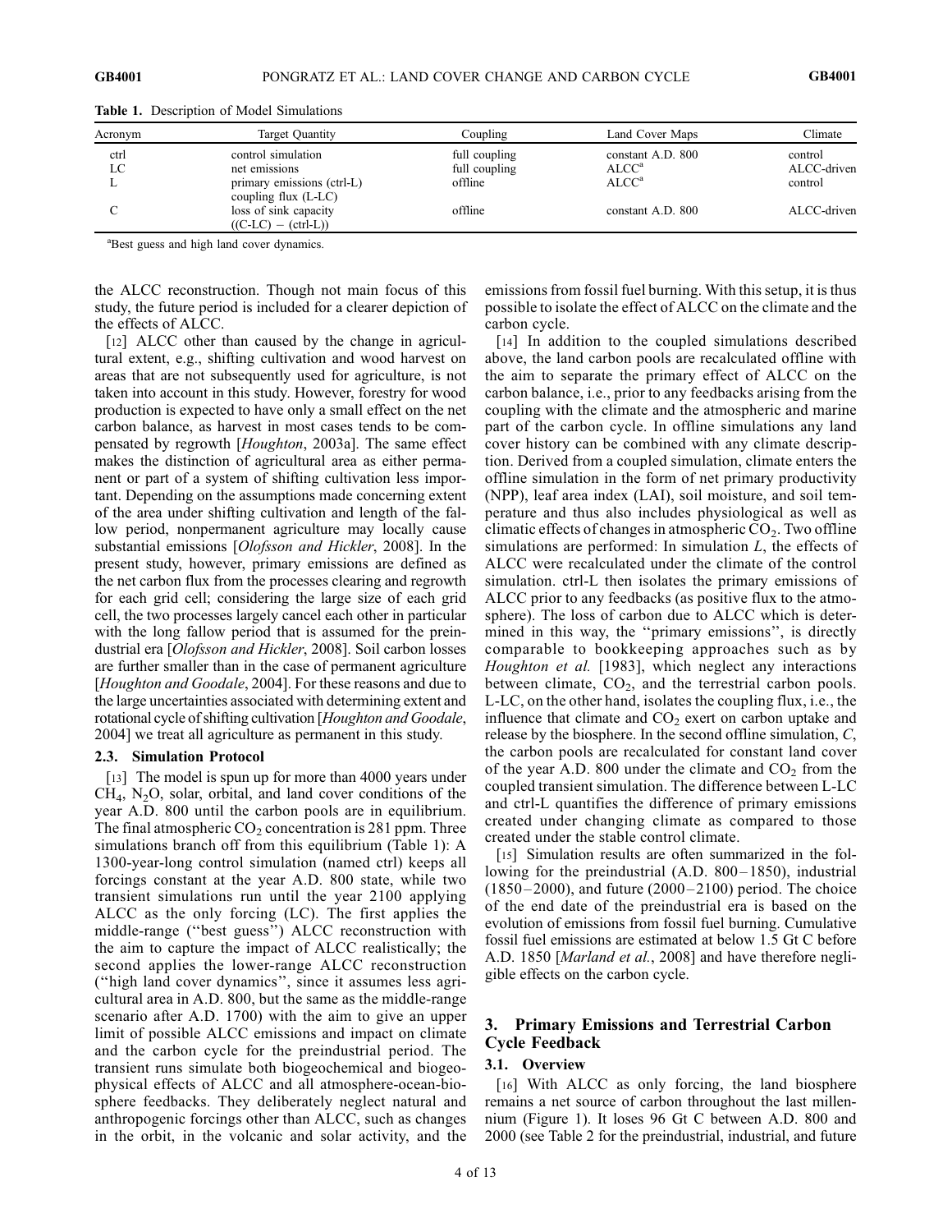**Table 1.** Description of Model Simulations

| Acronym | Target Quantity | Coupling | Land Cover Maps | Climate |
|---|---|---|---|---|
| ctrl | control simulation | full coupling | constant A.D. 800 | control |
| LC | net emissions | full coupling | ALCC[a] | ALCC-driven |
| L | primary emissions (ctrl-L) coupling flux (L-LC) | offline | ALCC[a] | control |
| C | loss of sink capacity ((C-LC) − (ctrl-L)) | offline | constant A.D. 800 | ALCC-driven |

[a]Best guess and high land cover dynamics.

the ALCC reconstruction. Though not main focus of this study, the future period is included for a clearer depiction of the effects of ALCC.

[12] ALCC other than caused by the change in agricultural extent, e.g., shifting cultivation and wood harvest on areas that are not subsequently used for agriculture, is not taken into account in this study. However, forestry for wood production is expected to have only a small effect on the net carbon balance, as harvest in most cases tends to be compensated by regrowth [*Houghton*, 2003a]. The same effect makes the distinction of agricultural area as either permanent or part of a system of shifting cultivation less important. Depending on the assumptions made concerning extent of the area under shifting cultivation and length of the fallow period, nonpermanent agriculture may locally cause substantial emissions [*Olofsson and Hickler*, 2008]. In the present study, however, primary emissions are defined as the net carbon flux from the processes clearing and regrowth for each grid cell; considering the large size of each grid cell, the two processes largely cancel each other in particular with the long fallow period that is assumed for the preindustrial era [*Olofsson and Hickler*, 2008]. Soil carbon losses are further smaller than in the case of permanent agriculture [*Houghton and Goodale*, 2004]. For these reasons and due to the large uncertainties associated with determining extent and rotational cycle of shifting cultivation [*Houghton and Goodale*, 2004] we treat all agriculture as permanent in this study.

### 2.3. Simulation Protocol

[13] The model is spun up for more than 4000 years under $CH_4$, $N_2O$, solar, orbital, and land cover conditions of the year A.D. 800 until the carbon pools are in equilibrium. The final atmospheric $CO_2$ concentration is 281 ppm. Three simulations branch off from this equilibrium (Table 1): A 1300-year-long control simulation (named ctrl) keeps all forcings constant at the year A.D. 800 state, while two transient simulations run until the year 2100 applying ALCC as the only forcing (LC). The first applies the middle-range ("best guess") ALCC reconstruction with the aim to capture the impact of ALCC realistically; the second applies the lower-range ALCC reconstruction ("high land cover dynamics", since it assumes less agricultural area in A.D. 800, but the same as the middle-range scenario after A.D. 1700) with the aim to give an upper limit of possible ALCC emissions and impact on climate and the carbon cycle for the preindustrial period. The transient runs simulate both biogeochemical and biogeophysical effects of ALCC and all atmosphere-ocean-biosphere feedbacks. They deliberately neglect natural and anthropogenic forcings other than ALCC, such as changes in the orbit, in the volcanic and solar activity, and the emissions from fossil fuel burning. With this setup, it is thus possible to isolate the effect of ALCC on the climate and the carbon cycle.

[14] In addition to the coupled simulations described above, the land carbon pools are recalculated offline with the aim to separate the primary effect of ALCC on the carbon balance, i.e., prior to any feedbacks arising from the coupling with the climate and the atmospheric and marine part of the carbon cycle. In offline simulations any land cover history can be combined with any climate description. Derived from a coupled simulation, climate enters the offline simulation in the form of net primary productivity (NPP), leaf area index (LAI), soil moisture, and soil temperature and thus also includes physiological as well as climatic effects of changes in atmospheric $CO_2$. Two offline simulations are performed: In simulation *L*, the effects of ALCC were recalculated under the climate of the control simulation. ctrl-L then isolates the primary emissions of ALCC prior to any feedbacks (as positive flux to the atmosphere). The loss of carbon due to ALCC which is determined in this way, the "primary emissions", is directly comparable to bookkeeping approaches such as by *Houghton et al.* [1983], which neglect any interactions between climate, $CO_2$, and the terrestrial carbon pools. L-LC, on the other hand, isolates the coupling flux, i.e., the influence that climate and $CO_2$ exert on carbon uptake and release by the biosphere. In the second offline simulation, *C*, the carbon pools are recalculated for constant land cover of the year A.D. 800 under the climate and $CO_2$ from the coupled transient simulation. The difference between L-LC and ctrl-L quantifies the difference of primary emissions created under changing climate as compared to those created under the stable control climate.

[15] Simulation results are often summarized in the following for the preindustrial (A.D. 800–1850), industrial (1850–2000), and future (2000–2100) period. The choice of the end date of the preindustrial era is based on the evolution of emissions from fossil fuel burning. Cumulative fossil fuel emissions are estimated at below 1.5 Gt C before A.D. 1850 [*Marland et al.*, 2008] and have therefore negligible effects on the carbon cycle.

## 3. Primary Emissions and Terrestrial Carbon Cycle Feedback

### 3.1. Overview

[16] With ALCC as only forcing, the land biosphere remains a net source of carbon throughout the last millennium (Figure 1). It loses 96 Gt C between A.D. 800 and 2000 (see Table 2 for the preindustrial, industrial, and future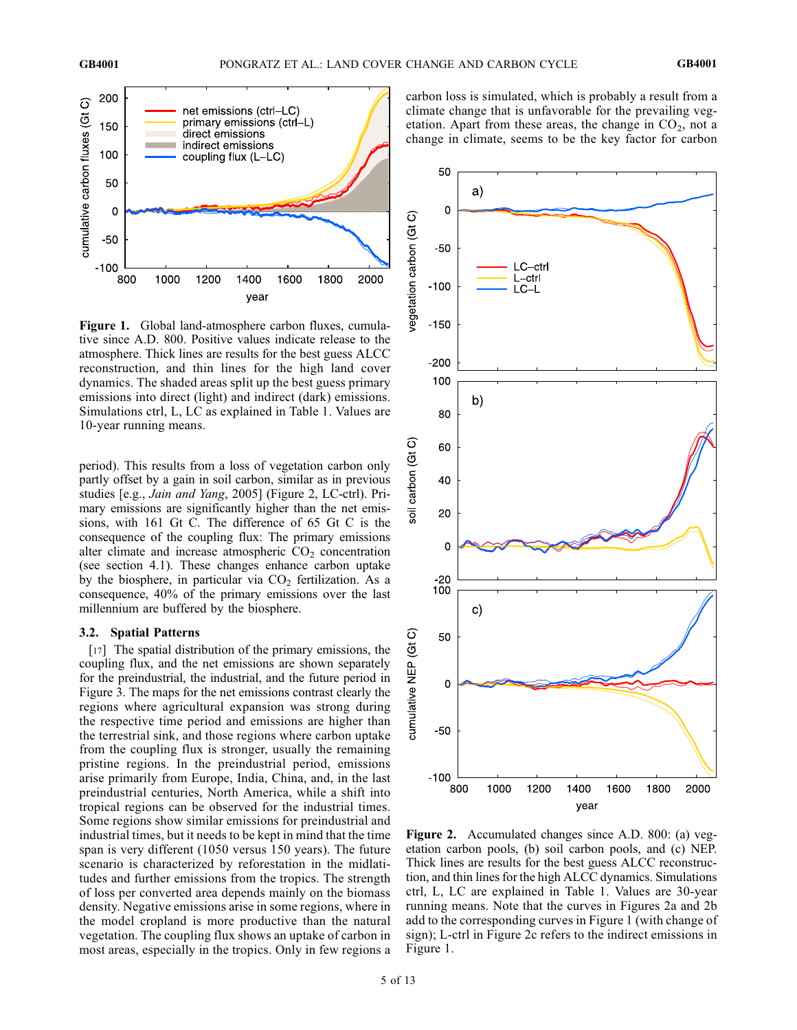**Figure 1.** Global land-atmosphere carbon fluxes, cumulative since A.D. 800. Positive values indicate release to the atmosphere. Thick lines are results for the best guess ALCC reconstruction, and thin lines for the high land cover dynamics. The shaded areas split up the best guess primary emissions into direct (light) and indirect (dark) emissions. Simulations ctrl, L, LC as explained in Table 1. Values are 10-year running means.

period). This results from a loss of vegetation carbon only partly offset by a gain in soil carbon, similar as in previous studies [e.g., *Jain and Yang*, 2005] (Figure 2, LC-ctrl). Primary emissions are significantly higher than the net emissions, with 161 Gt C. The difference of 65 Gt C is the consequence of the coupling flux: The primary emissions alter climate and increase atmospheric $CO_2$ concentration (see section 4.1). These changes enhance carbon uptake by the biosphere, in particular via $CO_2$ fertilization. As a consequence, 40% of the primary emissions over the last millennium are buffered by the biosphere.

### 3.2. Spatial Patterns

[17] The spatial distribution of the primary emissions, the coupling flux, and the net emissions are shown separately for the preindustrial, the industrial, and the future period in Figure 3. The maps for the net emissions contrast clearly the regions where agricultural expansion was strong during the respective time period and emissions are higher than the terrestrial sink, and those regions where carbon uptake from the coupling flux is stronger, usually the remaining pristine regions. In the preindustrial period, emissions arise primarily from Europe, India, China, and, in the last preindustrial centuries, North America, while a shift into tropical regions can be observed for the industrial times. Some regions show similar emissions for preindustrial and industrial times, but it needs to be kept in mind that the time span is very different (1050 versus 150 years). The future scenario is characterized by reforestation in the midlatitudes and further emissions from the tropics. The strength of loss per converted area depends mainly on the biomass density. Negative emissions arise in some regions, where in the model cropland is more productive than the natural vegetation. The coupling flux shows an uptake of carbon in most areas, especially in the tropics. Only in few regions a carbon loss is simulated, which is probably a result from a climate change that is unfavorable for the prevailing vegetation. Apart from these areas, the change in $CO_2$, not a change in climate, seems to be the key factor for carbon

**Figure 2.** Accumulated changes since A.D. 800: (a) vegetation carbon pools, (b) soil carbon pools, and (c) NEP. Thick lines are results for the best guess ALCC reconstruction, and thin lines for the high ALCC dynamics. Simulations ctrl, L, LC are explained in Table 1. Values are 30-year running means. Note that the curves in Figures 2a and 2b add to the corresponding curves in Figure 1 (with change of sign); L-ctrl in Figure 2c refers to the indirect emissions in Figure 1.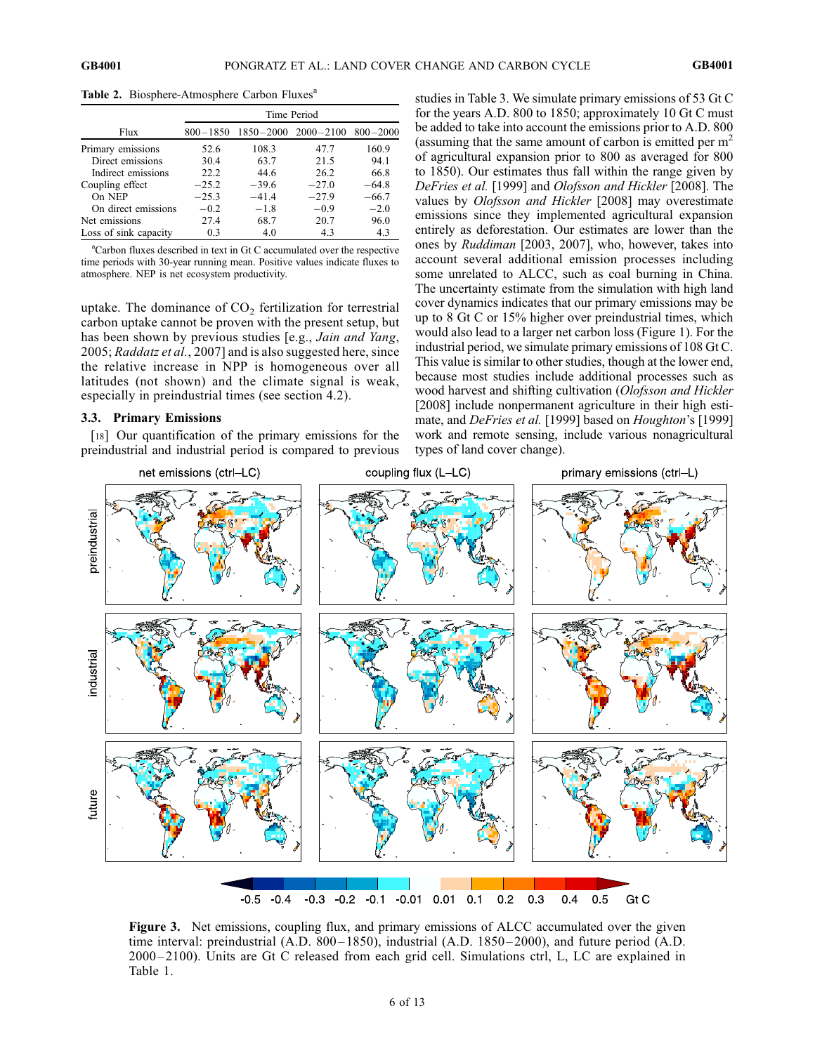**Table 2.** Biosphere-Atmosphere Carbon Fluxes[a]

| Flux | Time Period | | | |
|---|---|---|---|---|
| | 800–1850 | 1850–2000 | 2000–2100 | 800–2000 |
| Primary emissions | 52.6 | 108.3 | 47.7 | 160.9 |
| Direct emissions | 30.4 | 63.7 | 21.5 | 94.1 |
| Indirect emissions | 22.2 | 44.6 | 26.2 | 66.8 |
| Coupling effect | −25.2 | −39.6 | −27.0 | −64.8 |
| On NEP | −25.3 | −41.4 | −27.9 | −66.7 |
| On direct emissions | −0.2 | −1.8 | −0.9 | −2.0 |
| Net emissions | 27.4 | 68.7 | 20.7 | 96.0 |
| Loss of sink capacity | 0.3 | 4.0 | 4.3 | 4.3 |

[a]Carbon fluxes described in text in Gt C accumulated over the respective time periods with 30-year running mean. Positive values indicate fluxes to atmosphere. NEP is net ecosystem productivity.

uptake. The dominance of $CO_2$ fertilization for terrestrial carbon uptake cannot be proven with the present setup, but has been shown by previous studies [e.g., *Jain and Yang*, 2005; *Raddatz et al.*, 2007] and is also suggested here, since the relative increase in NPP is homogeneous over all latitudes (not shown) and the climate signal is weak, especially in preindustrial times (see section 4.2).

### 3.3. Primary Emissions

[18] Our quantification of the primary emissions for the preindustrial and industrial period is compared to previous studies in Table 3. We simulate primary emissions of 53 Gt C for the years A.D. 800 to 1850; approximately 10 Gt C must be added to take into account the emissions prior to A.D. 800 (assuming that the same amount of carbon is emitted per $m^2$ of agricultural expansion prior to 800 as averaged for 800 to 1850). Our estimates thus fall within the range given by *DeFries et al.* [1999] and *Olofsson and Hickler* [2008]. The values by *Olofsson and Hickler* [2008] may overestimate emissions since they implemented agricultural expansion entirely as deforestation. Our estimates are lower than the ones by *Ruddiman* [2003, 2007], who, however, takes into account several additional emission processes including some unrelated to ALCC, such as coal burning in China. The uncertainty estimate from the simulation with high land cover dynamics indicates that our primary emissions may be up to 8 Gt C or 15% higher over preindustrial times, which would also lead to a larger net carbon loss (Figure 1). For the industrial period, we simulate primary emissions of 108 Gt C. This value is similar to other studies, though at the lower end, because most studies include additional processes such as wood harvest and shifting cultivation (*Olofsson and Hickler* [2008] include nonpermanent agriculture in their high estimate, and *DeFries et al.* [1999] based on *Houghton*'s [1999] work and remote sensing, include various nonagricultural types of land cover change).

**Figure 3.** Net emissions, coupling flux, and primary emissions of ALCC accumulated over the given time interval: preindustrial (A.D. 800–1850), industrial (A.D. 1850–2000), and future period (A.D. 2000–2100). Units are Gt C released from each grid cell. Simulations ctrl, L, LC are explained in Table 1.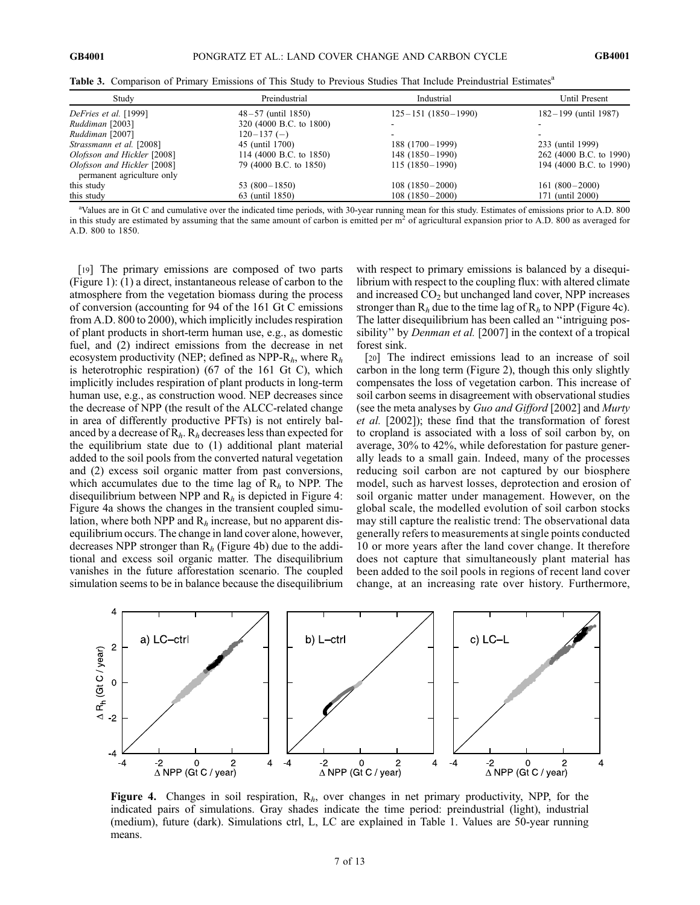**Table 3.** Comparison of Primary Emissions of This Study to Previous Studies That Include Preindustrial Estimates[a]

| Study | Preindustrial | Industrial | Until Present |
|---|---|---|---|
| *DeFries et al.* [1999] | 48–57 (until 1850) | 125–151 (1850–1990) | 182–199 (until 1987) |
| *Ruddiman* [2003] | 320 (4000 B.C. to 1800) | - | - |
| *Ruddiman* [2007] | 120–137 (–) | - | - |
| *Strassmann et al.* [2008] | 45 (until 1700) | 188 (1700–1999) | 233 (until 1999) |
| *Olofsson and Hickler* [2008] | 114 (4000 B.C. to 1850) | 148 (1850–1990) | 262 (4000 B.C. to 1990) |
| *Olofsson and Hickler* [2008] permanent agriculture only | 79 (4000 B.C. to 1850) | 115 (1850–1990) | 194 (4000 B.C. to 1990) |
| this study | 53 (800–1850) | 108 (1850–2000) | 161 (800–2000) |
| this study | 63 (until 1850) | 108 (1850–2000) | 171 (until 2000) |

[a]Values are in Gt C and cumulative over the indicated time periods, with 30-year running mean for this study. Estimates of emissions prior to A.D. 800 in this study are estimated by assuming that the same amount of carbon is emitted per m$^2$ of agricultural expansion prior to A.D. 800 as averaged for A.D. 800 to 1850.

[19] The primary emissions are composed of two parts (Figure 1): (1) a direct, instantaneous release of carbon to the atmosphere from the vegetation biomass during the process of conversion (accounting for 94 of the 161 Gt C emissions from A.D. 800 to 2000), which implicitly includes respiration of plant products in short-term human use, e.g., as domestic fuel, and (2) indirect emissions from the decrease in net ecosystem productivity (NEP; defined as NPP-$R_h$, where $R_h$ is heterotrophic respiration) (67 of the 161 Gt C), which implicitly includes respiration of plant products in long-term human use, e.g., as construction wood. NEP decreases since the decrease of NPP (the result of the ALCC-related change in area of differently productive PFTs) is not entirely balanced by a decrease of $R_h$. $R_h$ decreases less than expected for the equilibrium state due to (1) additional plant material added to the soil pools from the converted natural vegetation and (2) excess soil organic matter from past conversions, which accumulates due to the time lag of $R_h$ to NPP. The disequilibrium between NPP and $R_h$ is depicted in Figure 4: Figure 4a shows the changes in the transient coupled simulation, where both NPP and $R_h$ increase, but no apparent disequilibrium occurs. The change in land cover alone, however, decreases NPP stronger than $R_h$ (Figure 4b) due to the additional and excess soil organic matter. The disequilibrium vanishes in the future afforestation scenario. The coupled simulation seems to be in balance because the disequilibrium with respect to primary emissions is balanced by a disequilibrium with respect to the coupling flux: with altered climate and increased $CO_2$ but unchanged land cover, NPP increases stronger than $R_h$ due to the time lag of $R_h$ to NPP (Figure 4c). The latter disequilibrium has been called an "intriguing possibility" by *Denman et al.* [2007] in the context of a tropical forest sink.

[20] The indirect emissions lead to an increase of soil carbon in the long term (Figure 2), though this only slightly compensates the loss of vegetation carbon. This increase of soil carbon seems in disagreement with observational studies (see the meta analyses by *Guo and Gifford* [2002] and *Murty et al.* [2002]); these find that the transformation of forest to cropland is associated with a loss of soil carbon by, on average, 30% to 42%, while deforestation for pasture generally leads to a small gain. Indeed, many of the processes reducing soil carbon are not captured by our biosphere model, such as harvest losses, deprotection and erosion of soil organic matter under management. However, on the global scale, the modelled evolution of soil carbon stocks may still capture the realistic trend: The observational data generally refers to measurements at single points conducted 10 or more years after the land cover change. It therefore does not capture that simultaneously plant material has been added to the soil pools in regions of recent land cover change, at an increasing rate over history. Furthermore,

**Figure 4.** Changes in soil respiration, $R_h$, over changes in net primary productivity, NPP, for the indicated pairs of simulations. Gray shades indicate the time period: preindustrial (light), industrial (medium), future (dark). Simulations ctrl, L, LC are explained in Table 1. Values are 50-year running means.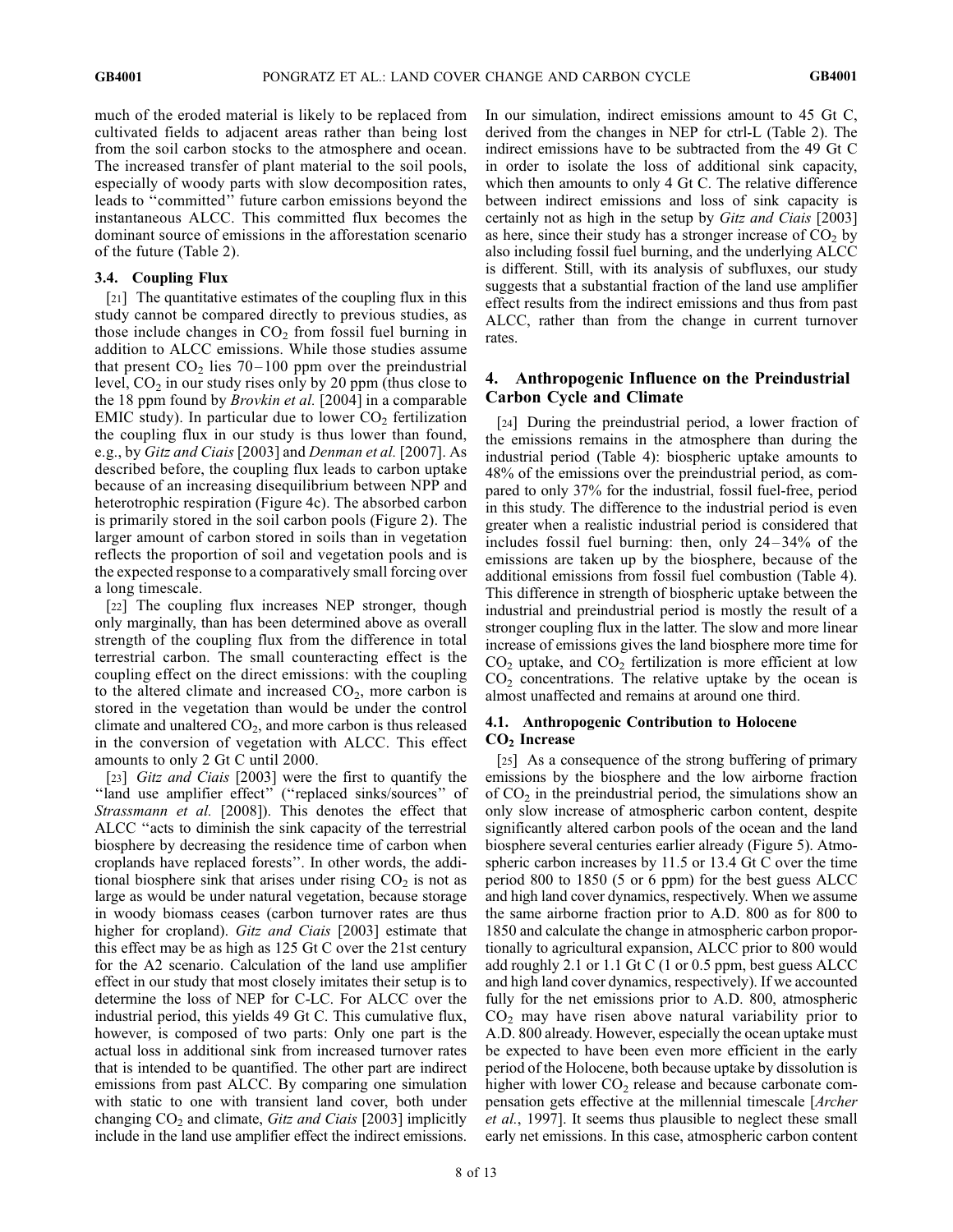much of the eroded material is likely to be replaced from cultivated fields to adjacent areas rather than being lost from the soil carbon stocks to the atmosphere and ocean. The increased transfer of plant material to the soil pools, especially of woody parts with slow decomposition rates, leads to "committed" future carbon emissions beyond the instantaneous ALCC. This committed flux becomes the dominant source of emissions in the afforestation scenario of the future (Table 2).

### 3.4. Coupling Flux

[21] The quantitative estimates of the coupling flux in this study cannot be compared directly to previous studies, as those include changes in $CO_2$ from fossil fuel burning in addition to ALCC emissions. While those studies assume that present $CO_2$ lies 70–100 ppm over the preindustrial level, $CO_2$ in our study rises only by 20 ppm (thus close to the 18 ppm found by *Brovkin et al.* [2004] in a comparable EMIC study). In particular due to lower $CO_2$ fertilization the coupling flux in our study is thus lower than found, e.g., by *Gitz and Ciais* [2003] and *Denman et al.* [2007]. As described before, the coupling flux leads to carbon uptake because of an increasing disequilibrium between NPP and heterotrophic respiration (Figure 4c). The absorbed carbon is primarily stored in the soil carbon pools (Figure 2). The larger amount of carbon stored in soils than in vegetation reflects the proportion of soil and vegetation pools and is the expected response to a comparatively small forcing over a long timescale.

[22] The coupling flux increases NEP stronger, though only marginally, than has been determined above as overall strength of the coupling flux from the difference in total terrestrial carbon. The small counteracting effect is the coupling effect on the direct emissions: with the coupling to the altered climate and increased $CO_2$, more carbon is stored in the vegetation than would be under the control climate and unaltered $CO_2$, and more carbon is thus released in the conversion of vegetation with ALCC. This effect amounts to only 2 Gt C until 2000.

[23] *Gitz and Ciais* [2003] were the first to quantify the "land use amplifier effect" ("replaced sinks/sources" of *Strassmann et al.* [2008]). This denotes the effect that ALCC "acts to diminish the sink capacity of the terrestrial biosphere by decreasing the residence time of carbon when croplands have replaced forests". In other words, the additional biosphere sink that arises under rising $CO_2$ is not as large as would be under natural vegetation, because storage in woody biomass ceases (carbon turnover rates are thus higher for cropland). *Gitz and Ciais* [2003] estimate that this effect may be as high as 125 Gt C over the 21st century for the A2 scenario. Calculation of the land use amplifier effect in our study that most closely imitates their setup is to determine the loss of NEP for C-LC. For ALCC over the industrial period, this yields 49 Gt C. This cumulative flux, however, is composed of two parts: Only one part is the actual loss in additional sink from increased turnover rates that is intended to be quantified. The other part are indirect emissions from past ALCC. By comparing one simulation with static to one with transient land cover, both under changing $CO_2$ and climate, *Gitz and Ciais* [2003] implicitly include in the land use amplifier effect the indirect emissions. In our simulation, indirect emissions amount to 45 Gt C, derived from the changes in NEP for ctrl-L (Table 2). The indirect emissions have to be subtracted from the 49 Gt C in order to isolate the loss of additional sink capacity, which then amounts to only 4 Gt C. The relative difference between indirect emissions and loss of sink capacity is certainly not as high in the setup by *Gitz and Ciais* [2003] as here, since their study has a stronger increase of $CO_2$ by also including fossil fuel burning, and the underlying ALCC is different. Still, with its analysis of subfluxes, our study suggests that a substantial fraction of the land use amplifier effect results from the indirect emissions and thus from past ALCC, rather than from the change in current turnover rates.

## 4. Anthropogenic Influence on the Preindustrial Carbon Cycle and Climate

[24] During the preindustrial period, a lower fraction of the emissions remains in the atmosphere than during the industrial period (Table 4): biospheric uptake amounts to 48% of the emissions over the preindustrial period, as compared to only 37% for the industrial, fossil fuel-free, period in this study. The difference to the industrial period is even greater when a realistic industrial period is considered that includes fossil fuel burning: then, only 24–34% of the emissions are taken up by the biosphere, because of the additional emissions from fossil fuel combustion (Table 4). This difference in strength of biospheric uptake between the industrial and preindustrial period is mostly the result of a stronger coupling flux in the latter. The slow and more linear increase of emissions gives the land biosphere more time for $CO_2$ uptake, and $CO_2$ fertilization is more efficient at low $CO_2$ concentrations. The relative uptake by the ocean is almost unaffected and remains at around one third.

### 4.1. Anthropogenic Contribution to Holocene $CO_2$ Increase

[25] As a consequence of the strong buffering of primary emissions by the biosphere and the low airborne fraction of $CO_2$ in the preindustrial period, the simulations show an only slow increase of atmospheric carbon content, despite significantly altered carbon pools of the ocean and the land biosphere several centuries earlier already (Figure 5). Atmospheric carbon increases by 11.5 or 13.4 Gt C over the time period 800 to 1850 (5 or 6 ppm) for the best guess ALCC and high land cover dynamics, respectively. When we assume the same airborne fraction prior to A.D. 800 as for 800 to 1850 and calculate the change in atmospheric carbon proportionally to agricultural expansion, ALCC prior to 800 would add roughly 2.1 or 1.1 Gt C (1 or 0.5 ppm, best guess ALCC and high land cover dynamics, respectively). If we accounted fully for the net emissions prior to A.D. 800, atmospheric $CO_2$ may have risen above natural variability prior to A.D. 800 already. However, especially the ocean uptake must be expected to have been even more efficient in the early period of the Holocene, both because uptake by dissolution is higher with lower $CO_2$ release and because carbonate compensation gets effective at the millennial timescale [*Archer et al.*, 1997]. It seems thus plausible to neglect these small early net emissions. In this case, atmospheric carbon content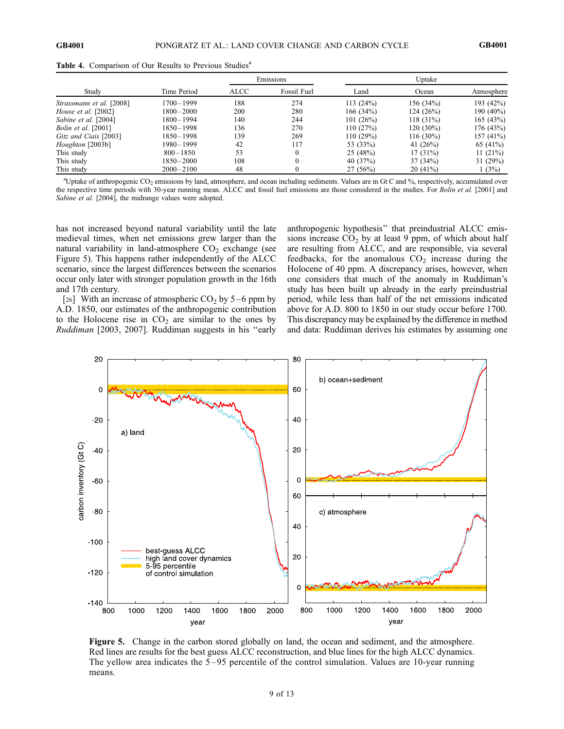**Table 4.** Comparison of Our Results to Previous Studies[a]

| Study | Time Period | Emissions | | Uptake | | |
|---|---|---|---|---|---|---|
| | | ALCC | Fossil Fuel | Land | Ocean | Atmosphere |
| *Strassmann et al.* [2008] | 1700–1999 | 188 | 274 | 113 (24%) | 156 (34%) | 193 (42%) |
| *House et al.* [2002] | 1800–2000 | 200 | 280 | 166 (34%) | 124 (26%) | 190 (40%) |
| *Sabine et al.* [2004] | 1800–1994 | 140 | 244 | 101 (26%) | 118 (31%) | 165 (43%) |
| *Bolin et al.* [2001] | 1850–1998 | 136 | 270 | 110 (27%) | 120 (30%) | 176 (43%) |
| *Gitz and Ciais* [2003] | 1850–1998 | 139 | 269 | 110 (29%) | 116 (30%) | 157 (41%) |
| *Houghton* [2003b] | 1980–1999 | 42 | 117 | 53 (33%) | 41 (26%) | 65 (41%) |
| This study | 800–1850 | 53 | 0 | 25 (48%) | 17 (31%) | 11 (21%) |
| This study | 1850–2000 | 108 | 0 | 40 (37%) | 37 (34%) | 31 (29%) |
| This study | 2000–2100 | 48 | 0 | 27 (56%) | 20 (41%) | 1 (3%) |

[a]Uptake of anthropogenic $CO_2$ emissions by land, atmosphere, and ocean including sediments. Values are in Gt C and %, respectively, accumulated over the respective time periods with 30-year running mean. ALCC and fossil fuel emissions are those considered in the studies. For *Bolin et al.* [2001] and *Sabine et al.* [2004], the midrange values were adopted.

has not increased beyond natural variability until the late medieval times, when net emissions grew larger than the natural variability in land-atmosphere $CO_2$ exchange (see Figure 5). This happens rather independently of the ALCC scenario, since the largest differences between the scenarios occur only later with stronger population growth in the 16th and 17th century.

[26] With an increase of atmospheric $CO_2$ by 5–6 ppm by A.D. 1850, our estimates of the anthropogenic contribution to the Holocene rise in $CO_2$ are similar to the ones by *Ruddiman* [2003, 2007]. Ruddiman suggests in his "early anthropogenic hypothesis" that preindustrial ALCC emissions increase $CO_2$ by at least 9 ppm, of which about half are resulting from ALCC, and are responsible, via several feedbacks, for the anomalous $CO_2$ increase during the Holocene of 40 ppm. A discrepancy arises, however, when one considers that much of the anomaly in Ruddiman's study has been built up already in the early preindustrial period, while less than half of the net emissions indicated above for A.D. 800 to 1850 in our study occur before 1700. This discrepancy may be explained by the difference in method and data: Ruddiman derives his estimates by assuming one

**Figure 5.** Change in the carbon stored globally on land, the ocean and sediment, and the atmosphere. Red lines are results for the best guess ALCC reconstruction, and blue lines for the high ALCC dynamics. The yellow area indicates the 5–95 percentile of the control simulation. Values are 10-year running means.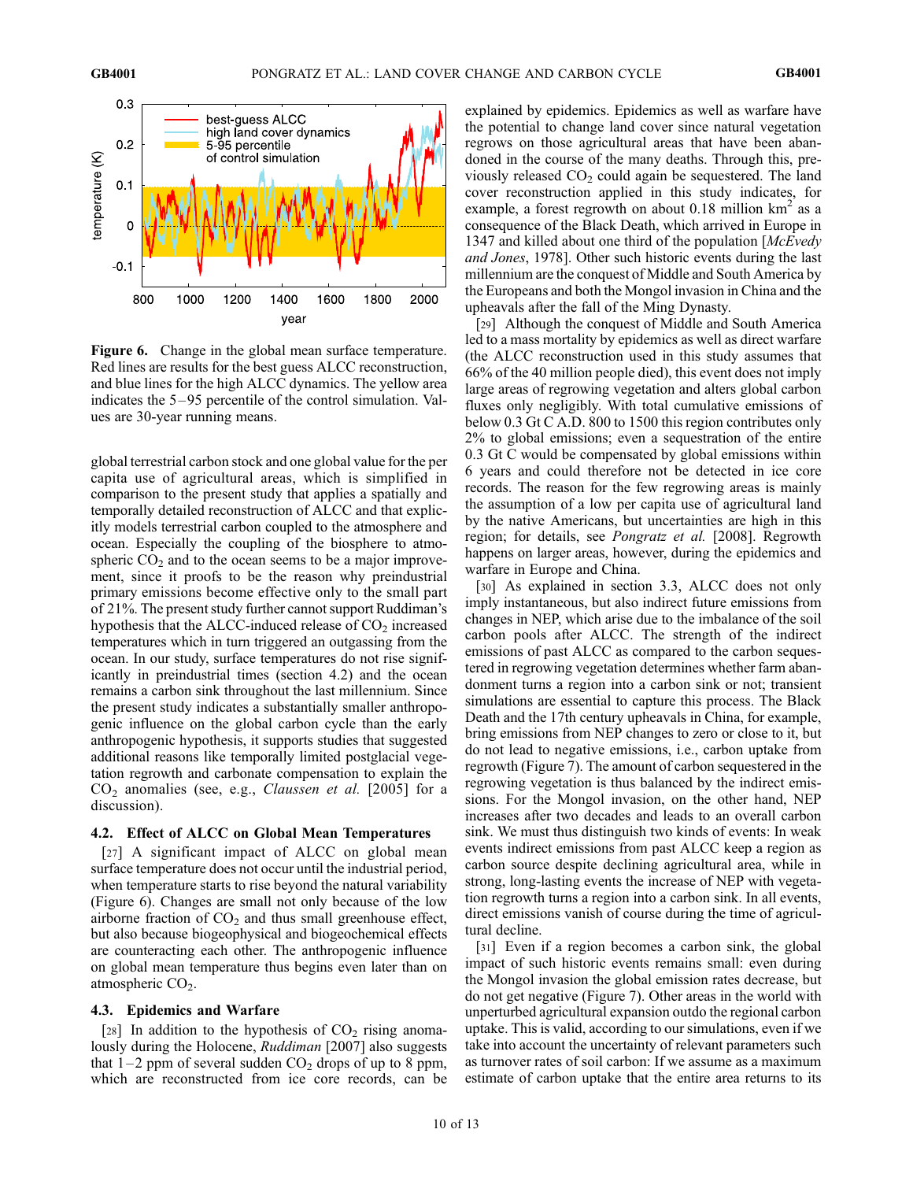**Figure 6.** Change in the global mean surface temperature. Red lines are results for the best guess ALCC reconstruction, and blue lines for the high ALCC dynamics. The yellow area indicates the 5–95 percentile of the control simulation. Values are 30-year running means.

global terrestrial carbon stock and one global value for the per capita use of agricultural areas, which is simplified in comparison to the present study that applies a spatially and temporally detailed reconstruction of ALCC and that explicitly models terrestrial carbon coupled to the atmosphere and ocean. Especially the coupling of the biosphere to atmospheric $CO_2$ and to the ocean seems to be a major improvement, since it proofs to be the reason why preindustrial primary emissions become effective only to the small part of 21%. The present study further cannot support Ruddiman's hypothesis that the ALCC-induced release of $CO_2$ increased temperatures which in turn triggered an outgassing from the ocean. In our study, surface temperatures do not rise significantly in preindustrial times (section 4.2) and the ocean remains a carbon sink throughout the last millennium. Since the present study indicates a substantially smaller anthropogenic influence on the global carbon cycle than the early anthropogenic hypothesis, it supports studies that suggested additional reasons like temporally limited postglacial vegetation regrowth and carbonate compensation to explain the $CO_2$ anomalies (see, e.g., *Claussen et al.* [2005] for a discussion).

### 4.2. Effect of ALCC on Global Mean Temperatures

[27] A significant impact of ALCC on global mean surface temperature does not occur until the industrial period, when temperature starts to rise beyond the natural variability (Figure 6). Changes are small not only because of the low airborne fraction of $CO_2$ and thus small greenhouse effect, but also because biogeophysical and biogeochemical effects are counteracting each other. The anthropogenic influence on global mean temperature thus begins even later than on atmospheric $CO_2$.

### 4.3. Epidemics and Warfare

[28] In addition to the hypothesis of $CO_2$ rising anomalously during the Holocene, *Ruddiman* [2007] also suggests that 1–2 ppm of several sudden $CO_2$ drops of up to 8 ppm, which are reconstructed from ice core records, can be explained by epidemics. Epidemics as well as warfare have the potential to change land cover since natural vegetation regrows on those agricultural areas that have been abandoned in the course of the many deaths. Through this, previously released $CO_2$ could again be sequestered. The land cover reconstruction applied in this study indicates, for example, a forest regrowth on about 0.18 million km$^2$ as a consequence of the Black Death, which arrived in Europe in 1347 and killed about one third of the population [*McEvedy and Jones*, 1978]. Other such historic events during the last millennium are the conquest of Middle and South America by the Europeans and both the Mongol invasion in China and the upheavals after the fall of the Ming Dynasty.

[29] Although the conquest of Middle and South America led to a mass mortality by epidemics as well as direct warfare (the ALCC reconstruction used in this study assumes that 66% of the 40 million people died), this event does not imply large areas of regrowing vegetation and alters global carbon fluxes only negligibly. With total cumulative emissions of below 0.3 Gt C A.D. 800 to 1500 this region contributes only 2% to global emissions; even a sequestration of the entire 0.3 Gt C would be compensated by global emissions within 6 years and could therefore not be detected in ice core records. The reason for the few regrowing areas is mainly the assumption of a low per capita use of agricultural land by the native Americans, but uncertainties are high in this region; for details, see *Pongratz et al.* [2008]. Regrowth happens on larger areas, however, during the epidemics and warfare in Europe and China.

[30] As explained in section 3.3, ALCC does not only imply instantaneous, but also indirect future emissions from changes in NEP, which arise due to the imbalance of the soil carbon pools after ALCC. The strength of the indirect emissions of past ALCC as compared to the carbon sequestered in regrowing vegetation determines whether farm abandonment turns a region into a carbon sink or not; transient simulations are essential to capture this process. The Black Death and the 17th century upheavals in China, for example, bring emissions from NEP changes to zero or close to it, but do not lead to negative emissions, i.e., carbon uptake from regrowth (Figure 7). The amount of carbon sequestered in the regrowing vegetation is thus balanced by the indirect emissions. For the Mongol invasion, on the other hand, NEP increases after two decades and leads to an overall carbon sink. We must thus distinguish two kinds of events: In weak events indirect emissions from past ALCC keep a region as carbon source despite declining agricultural area, while in strong, long-lasting events the increase of NEP with vegetation regrowth turns a region into a carbon sink. In all events, direct emissions vanish of course during the time of agricultural decline.

[31] Even if a region becomes a carbon sink, the global impact of such historic events remains small: even during the Mongol invasion the global emission rates decrease, but do not get negative (Figure 7). Other areas in the world with unperturbed agricultural expansion outdo the regional carbon uptake. This is valid, according to our simulations, even if we take into account the uncertainty of relevant parameters such as turnover rates of soil carbon: If we assume as a maximum estimate of carbon uptake that the entire area returns to its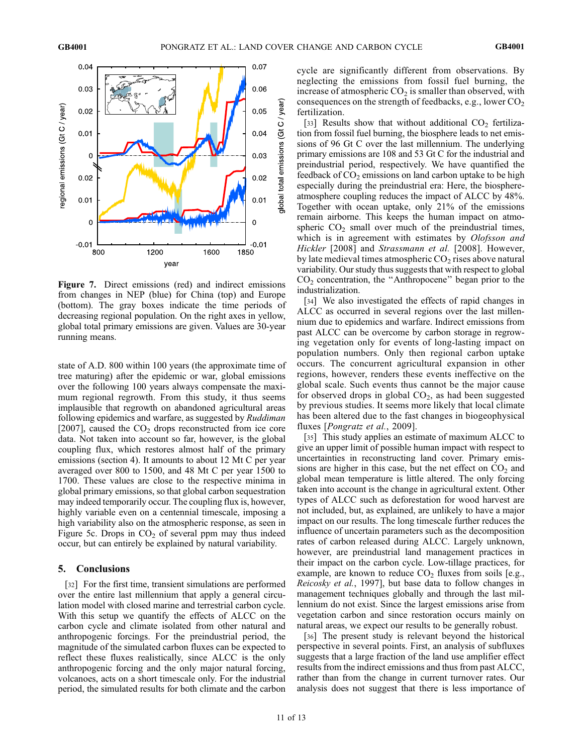**Figure 7.** Direct emissions (red) and indirect emissions from changes in NEP (blue) for China (top) and Europe (bottom). The gray boxes indicate the time periods of decreasing regional population. On the right axes in yellow, global total primary emissions are given. Values are 30-year running means.

state of A.D. 800 within 100 years (the approximate time of tree maturing) after the epidemic or war, global emissions over the following 100 years always compensate the maximum regional regrowth. From this study, it thus seems implausible that regrowth on abandoned agricultural areas following epidemics and warfare, as suggested by *Ruddiman* [2007], caused the $CO_2$ drops reconstructed from ice core data. Not taken into account so far, however, is the global coupling flux, which restores almost half of the primary emissions (section 4). It amounts to about 12 Mt C per year averaged over 800 to 1500, and 48 Mt C per year 1500 to 1700. These values are close to the respective minima in global primary emissions, so that global carbon sequestration may indeed temporarily occur. The coupling flux is, however, highly variable even on a centennial timescale, imposing a high variability also on the atmospheric response, as seen in Figure 5c. Drops in $CO_2$ of several ppm may thus indeed occur, but can entirely be explained by natural variability.

## 5. Conclusions

[32] For the first time, transient simulations are performed over the entire last millennium that apply a general circulation model with closed marine and terrestrial carbon cycle. With this setup we quantify the effects of ALCC on the carbon cycle and climate isolated from other natural and anthropogenic forcings. For the preindustrial period, the magnitude of the simulated carbon fluxes can be expected to reflect these fluxes realistically, since ALCC is the only anthropogenic forcing and the only major natural forcing, volcanoes, acts on a short timescale only. For the industrial period, the simulated results for both climate and the carbon cycle are significantly different from observations. By neglecting the emissions from fossil fuel burning, the increase of atmospheric $CO_2$ is smaller than observed, with consequences on the strength of feedbacks, e.g., lower $CO_2$ fertilization.

[33] Results show that without additional $CO_2$ fertilization from fossil fuel burning, the biosphere leads to net emissions of 96 Gt C over the last millennium. The underlying primary emissions are 108 and 53 Gt C for the industrial and preindustrial period, respectively. We have quantified the feedback of $CO_2$ emissions on land carbon uptake to be high especially during the preindustrial era: Here, the biosphere-atmosphere coupling reduces the impact of ALCC by 48%. Together with ocean uptake, only 21% of the emissions remain airborne. This keeps the human impact on atmospheric $CO_2$ small over much of the preindustrial times, which is in agreement with estimates by *Olofsson and Hickler* [2008] and *Strassmann et al.* [2008]. However, by late medieval times atmospheric $CO_2$ rises above natural variability. Our study thus suggests that with respect to global $CO_2$ concentration, the "Anthropocene" began prior to the industrialization.

[34] We also investigated the effects of rapid changes in ALCC as occurred in several regions over the last millennium due to epidemics and warfare. Indirect emissions from past ALCC can be overcome by carbon storage in regrowing vegetation only for events of long-lasting impact on population numbers. Only then regional carbon uptake occurs. The concurrent agricultural expansion in other regions, however, renders these events ineffective on the global scale. Such events thus cannot be the major cause for observed drops in global $CO_2$, as had been suggested by previous studies. It seems more likely that local climate has been altered due to the fast changes in biogeophysical fluxes [*Pongratz et al.*, 2009].

[35] This study applies an estimate of maximum ALCC to give an upper limit of possible human impact with respect to uncertainties in reconstructing land cover. Primary emissions are higher in this case, but the net effect on $CO_2$ and global mean temperature is little altered. The only forcing taken into account is the change in agricultural extent. Other types of ALCC such as deforestation for wood harvest are not included, but, as explained, are unlikely to have a major impact on our results. The long timescale further reduces the influence of uncertain parameters such as the decomposition rates of carbon released during ALCC. Largely unknown, however, are preindustrial land management practices in their impact on the carbon cycle. Low-tillage practices, for example, are known to reduce $CO_2$ fluxes from soils [e.g., *Reicosky et al.*, 1997], but base data to follow changes in management techniques globally and through the last millennium do not exist. Since the largest emissions arise from vegetation carbon and since restoration occurs mainly on natural areas, we expect our results to be generally robust.

[36] The present study is relevant beyond the historical perspective in several points. First, an analysis of subfluxes suggests that a large fraction of the land use amplifier effect results from the indirect emissions and thus from past ALCC, rather than from the change in current turnover rates. Our analysis does not suggest that there is less importance of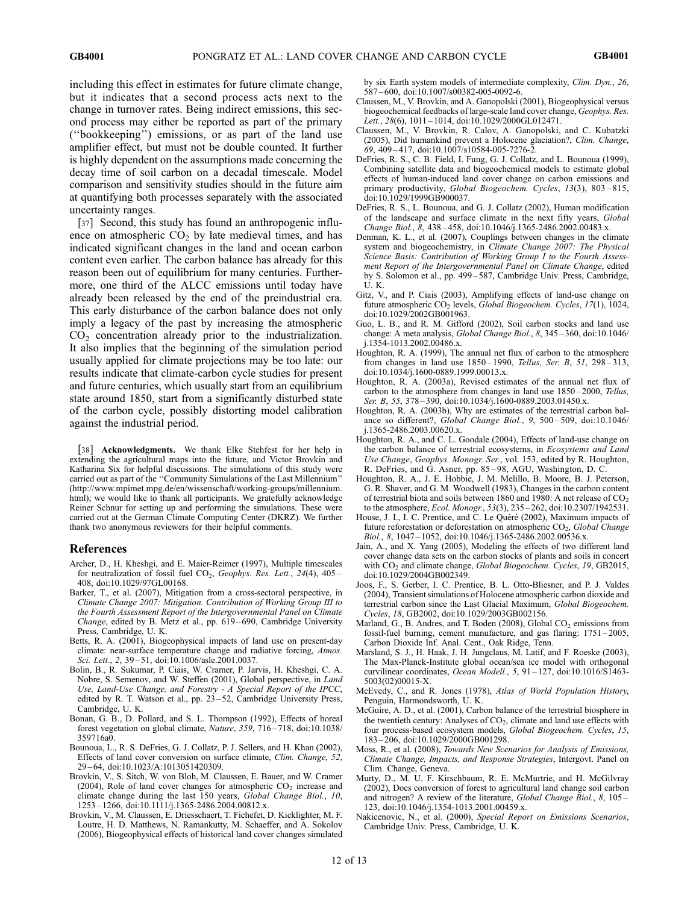including this effect in estimates for future climate change, but it indicates that a second process acts next to the change in turnover rates. Being indirect emissions, this second process may either be reported as part of the primary ("bookkeeping") emissions, or as part of the land use amplifier effect, but must not be double counted. It further is highly dependent on the assumptions made concerning the decay time of soil carbon on a decadal timescale. Model comparison and sensitivity studies should in the future aim at quantifying both processes separately with the associated uncertainty ranges.

[37] Second, this study has found an anthropogenic influence on atmospheric $CO_2$ by late medieval times, and has indicated significant changes in the land and ocean carbon content even earlier. The carbon balance has already for this reason been out of equilibrium for many centuries. Furthermore, one third of the ALCC emissions until today have already been released by the end of the preindustrial era. This early disturbance of the carbon balance does not only imply a legacy of the past by increasing the atmospheric $CO_2$ concentration already prior to the industrialization. It also implies that the beginning of the simulation period usually applied for climate projections may be too late: our results indicate that climate-carbon cycle studies for present and future centuries, which usually start from an equilibrium state around 1850, start from a significantly disturbed state of the carbon cycle, possibly distorting model calibration against the industrial period.

[38] **Acknowledgments.** We thank Elke Stehfest for her help in extending the agricultural maps into the future, and Victor Brovkin and Katharina Six for helpful discussions. The simulations of this study were carried out as part of the "Community Simulations of the Last Millennium" (http://www.mpimet.mpg.de/en/wissenschaft/working-groups/millennium.html); we would like to thank all participants. We gratefully acknowledge Reiner Schnur for setting up and performing the simulations. These were carried out at the German Climate Computing Center (DKRZ). We further thank two anonymous reviewers for their helpful comments.

## References

Archer, D., H. Kheshgi, and E. Maier-Reimer (1997), Multiple timescales for neutralization of fossil fuel $CO_2$, *Geophys. Res. Lett.*, *24*(4), 405–408, doi:10.1029/97GL00168.

Barker, T., et al. (2007), Mitigation from a cross-sectoral perspective, in *Climate Change 2007: Mitigation. Contribution of Working Group III to the Fourth Assessment Report of the Intergovernmental Panel on Climate Change*, edited by B. Metz et al., pp. 619–690, Cambridge University Press, Cambridge, U. K.

Betts, R. A. (2001), Biogeophysical impacts of land use on present-day climate: near-surface temperature change and radiative forcing, *Atmos. Sci. Lett.*, *2*, 39–51, doi:10.1006/asle.2001.0037.

Bolin, B., R. Sukumar, P. Ciais, W. Cramer, P. Jarvis, H. Kheshgi, C. A. Nobre, S. Semenov, and W. Steffen (2001), Global perspective, in *Land Use, Land-Use Change, and Forestry - A Special Report of the IPCC*, edited by R. T. Watson et al., pp. 23–52, Cambridge University Press, Cambridge, U. K.

Bonan, G. B., D. Pollard, and S. L. Thompson (1992), Effects of boreal forest vegetation on global climate, *Nature*, *359*, 716–718, doi:10.1038/359716a0.

Bounoua, L., R. S. DeFries, G. J. Collatz, P. J. Sellers, and H. Khan (2002), Effects of land cover conversion on surface climate, *Clim. Change*, *52*, 29–64, doi:10.1023/A:1013051420309.

Brovkin, V., S. Sitch, W. von Bloh, M. Claussen, E. Bauer, and W. Cramer (2004), Role of land cover changes for atmospheric $CO_2$ increase and climate change during the last 150 years, *Global Change Biol.*, *10*, 1253–1266, doi:10.1111/j.1365-2486.2004.00812.x.

Brovkin, V., M. Claussen, E. Driesschaert, T. Fichefet, D. Kicklighter, M. F. Loutre, H. D. Matthews, N. Ramankutty, M. Schaeffer, and A. Sokolov (2006), Biogeophysical effects of historical land cover changes simulated by six Earth system models of intermediate complexity, *Clim. Dyn.*, *26*, 587–600, doi:10.1007/s00382-005-0092-6.

Claussen, M., V. Brovkin, and A. Ganopolski (2001), Biogeophysical versus biogeochemical feedbacks of large-scale land cover change, *Geophys. Res. Lett.*, *28*(6), 1011–1014, doi:10.1029/2000GL012471.

Claussen, M., V. Brovkin, R. Calov, A. Ganopolski, and C. Kubatzki (2005), Did humankind prevent a Holocene glaciation?, *Clim. Change*, *69*, 409–417, doi:10.1007/s10584-005-7276-2.

DeFries, R. S., C. B. Field, I. Fung, G. J. Collatz, and L. Bounoua (1999), Combining satellite data and biogeochemical models to estimate global effects of human-induced land cover change on carbon emissions and primary productivity, *Global Biogeochem. Cycles*, *13*(3), 803–815, doi:10.1029/1999GB900037.

DeFries, R. S., L. Bounoua, and G. J. Collatz (2002), Human modification of the landscape and surface climate in the next fifty years, *Global Change Biol.*, *8*, 438–458, doi:10.1046/j.1365-2486.2002.00483.x.

Denman, K. L., et al. (2007), Couplings between changes in the climate system and biogeochemistry, in *Climate Change 2007: The Physical Science Basis: Contribution of Working Group I to the Fourth Assessment Report of the Intergovernmental Panel on Climate Change*, edited by S. Solomon et al., pp. 499–587, Cambridge Univ. Press, Cambridge, U. K.

Gitz, V., and P. Ciais (2003), Amplifying effects of land-use change on future atmospheric $CO_2$ levels, *Global Biogeochem. Cycles*, *17*(1), 1024, doi:10.1029/2002GB001963.

Guo, L. B., and R. M. Gifford (2002), Soil carbon stocks and land use change: A meta analysis, *Global Change Biol.*, *8*, 345–360, doi:10.1046/j.1354-1013.2002.00486.x.

Houghton, R. A. (1999), The annual net flux of carbon to the atmosphere from changes in land use 1850–1990, *Tellus, Ser. B*, *51*, 298–313, doi:10.1034/j.1600-0889.1999.00013.x.

Houghton, R. A. (2003a), Revised estimates of the annual net flux of carbon to the atmosphere from changes in land use 1850–2000, *Tellus, Ser. B*, *55*, 378–390, doi:10.1034/j.1600-0889.2003.01450.x.

Houghton, R. A. (2003b), Why are estimates of the terrestrial carbon balance so different?, *Global Change Biol.*, *9*, 500–509, doi:10.1046/j.1365-2486.2003.00620.x.

Houghton, R. A., and C. L. Goodale (2004), Effects of land-use change on the carbon balance of terrestrial ecosystems, in *Ecosystems and Land Use Change*, *Geophys. Monogr. Ser.*, vol. 153, edited by R. Houghton, R. DeFries, and G. Asner, pp. 85–98, AGU, Washington, D. C.

Houghton, R. A., J. E. Hobbie, J. M. Melillo, B. Moore, B. J. Peterson, G. R. Shaver, and G. M. Woodwell (1983), Changes in the carbon content of terrestrial biota and soils between 1860 and 1980: A net release of $CO_2$ to the atmosphere, *Ecol. Monogr.*, *53*(3), 235–262, doi:10.2307/1942531.

House, J. I., I. C. Prentice, and C. Le Quéré (2002), Maximum impacts of future reforestation or deforestation on atmospheric $CO_2$, *Global Change Biol.*, *8*, 1047–1052, doi:10.1046/j.1365-2486.2002.00536.x.

Jain, A., and X. Yang (2005), Modeling the effects of two different land cover change data sets on the carbon stocks of plants and soils in concert with $CO_2$ and climate change, *Global Biogeochem. Cycles*, *19*, GB2015, doi:10.1029/2004GB002349.

Joos, F., S. Gerber, I. C. Prentice, B. L. Otto-Bliesner, and P. J. Valdes (2004), Transient simulations of Holocene atmospheric carbon dioxide and terrestrial carbon since the Last Glacial Maximum, *Global Biogeochem. Cycles*, *18*, GB2002, doi:10.1029/2003GB002156.

Marland, G., B. Andres, and T. Boden (2008), Global $CO_2$ emissions from fossil-fuel burning, cement manufacture, and gas flaring: 1751–2005, Carbon Dioxide Inf. Anal. Cent., Oak Ridge, Tenn.

Marsland, S. J., H. Haak, J. H. Jungclaus, M. Latif, and F. Roeske (2003), The Max-Planck-Institute global ocean/sea ice model with orthogonal curvilinear coordinates, *Ocean Modell.*, *5*, 91–127, doi:10.1016/S1463-5003(02)00015-X.

McEvedy, C., and R. Jones (1978), *Atlas of World Population History*, Penguin, Harmondsworth, U. K.

McGuire, A. D., et al. (2001), Carbon balance of the terrestrial biosphere in the twentieth century: Analyses of $CO_2$, climate and land use effects with four process-based ecosystem models, *Global Biogeochem. Cycles*, *15*, 183–206, doi:10.1029/2000GB001298.

Moss, R., et al. (2008), *Towards New Scenarios for Analysis of Emissions, Climate Change, Impacts, and Response Strategies*, Intergovt. Panel on Clim. Change, Geneva.

Murty, D., M. U. F. Kirschbaum, R. E. McMurtrie, and H. McGilvray (2002), Does conversion of forest to agricultural land change soil carbon and nitrogen? A review of the literature, *Global Change Biol.*, *8*, 105–123, doi:10.1046/j.1354-1013.2001.00459.x.

Nakicenovic, N., et al. (2000), *Special Report on Emissions Scenarios*, Cambridge Univ. Press, Cambridge, U. K.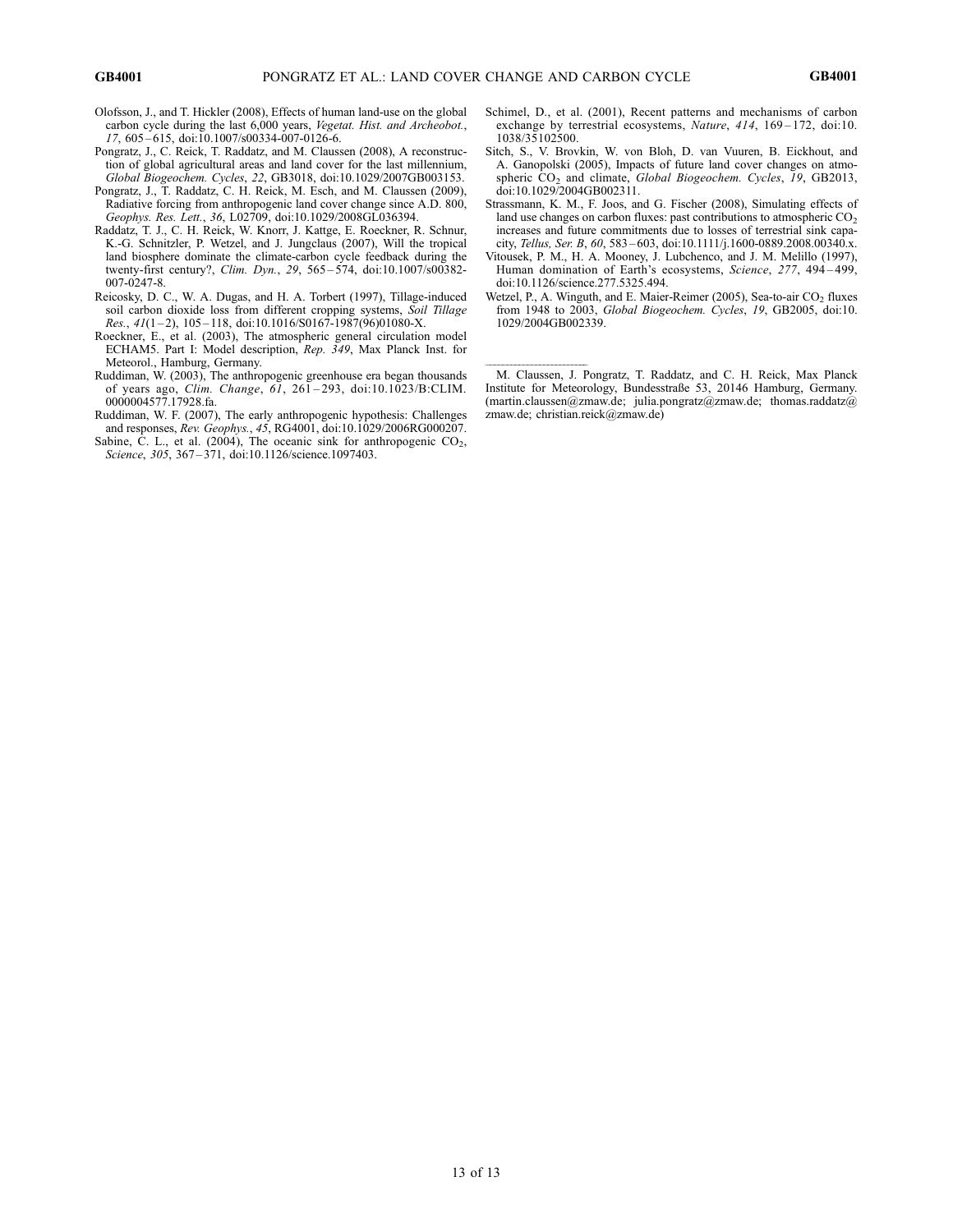Olofsson, J., and T. Hickler (2008), Effects of human land-use on the global carbon cycle during the last 6,000 years, *Vegetat. Hist. and Archeobot.*, *17*, 605–615, doi:10.1007/s00334-007-0126-6.

Pongratz, J., C. Reick, T. Raddatz, and M. Claussen (2008), A reconstruction of global agricultural areas and land cover for the last millennium, *Global Biogeochem. Cycles*, *22*, GB3018, doi:10.1029/2007GB003153.

Pongratz, J., T. Raddatz, C. H. Reick, M. Esch, and M. Claussen (2009), Radiative forcing from anthropogenic land cover change since A.D. 800, *Geophys. Res. Lett.*, *36*, L02709, doi:10.1029/2008GL036394.

Raddatz, T. J., C. H. Reick, W. Knorr, J. Kattge, E. Roeckner, R. Schnur, K.-G. Schnitzler, P. Wetzel, and J. Jungclaus (2007), Will the tropical land biosphere dominate the climate-carbon cycle feedback during the twenty-first century?, *Clim. Dyn.*, *29*, 565–574, doi:10.1007/s00382-007-0247-8.

Reicosky, D. C., W. A. Dugas, and H. A. Torbert (1997), Tillage-induced soil carbon dioxide loss from different cropping systems, *Soil Tillage Res.*, *41*(1–2), 105–118, doi:10.1016/S0167-1987(96)01080-X.

Roeckner, E., et al. (2003), The atmospheric general circulation model ECHAM5. Part I: Model description, *Rep. 349*, Max Planck Inst. for Meteorol., Hamburg, Germany.

Ruddiman, W. (2003), The anthropogenic greenhouse era began thousands of years ago, *Clim. Change*, *61*, 261–293, doi:10.1023/B:CLIM.0000004577.17928.fa.

Ruddiman, W. F. (2007), The early anthropogenic hypothesis: Challenges and responses, *Rev. Geophys.*, *45*, RG4001, doi:10.1029/2006RG000207.

Sabine, C. L., et al. (2004), The oceanic sink for anthropogenic $CO_2$, *Science*, *305*, 367–371, doi:10.1126/science.1097403.

Schimel, D., et al. (2001), Recent patterns and mechanisms of carbon exchange by terrestrial ecosystems, *Nature*, *414*, 169–172, doi:10.1038/35102500.

Sitch, S., V. Brovkin, W. von Bloh, D. van Vuuren, B. Eickhout, and A. Ganopolski (2005), Impacts of future land cover changes on atmospheric $CO_2$ and climate, *Global Biogeochem. Cycles*, *19*, GB2013, doi:10.1029/2004GB002311.

Strassmann, K. M., F. Joos, and G. Fischer (2008), Simulating effects of land use changes on carbon fluxes: past contributions to atmospheric $CO_2$ increases and future commitments due to losses of terrestrial sink capacity, *Tellus, Ser. B*, *60*, 583–603, doi:10.1111/j.1600-0889.2008.00340.x.

Vitousek, P. M., H. A. Mooney, J. Lubchenco, and J. M. Melillo (1997), Human domination of Earth's ecosystems, *Science*, *277*, 494–499, doi:10.1126/science.277.5325.494.

Wetzel, P., A. Winguth, and E. Maier-Reimer (2005), Sea-to-air $CO_2$ fluxes from 1948 to 2003, *Global Biogeochem. Cycles*, *19*, GB2005, doi:10.1029/2004GB002339.

---

M. Claussen, J. Pongratz, T. Raddatz, and C. H. Reick, Max Planck Institute for Meteorology, Bundesstraße 53, 20146 Hamburg, Germany. (martin.claussen@zmaw.de; julia.pongratz@zmaw.de; thomas.raddatz@zmaw.de; christian.reick@zmaw.de)